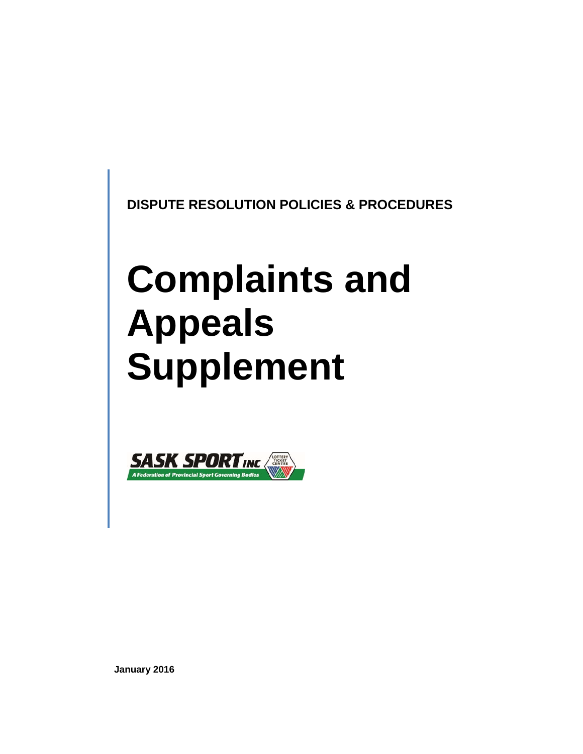**DISPUTE RESOLUTION POLICIES & PROCEDURES**

# Complaints and Appeals Supplement

SASK SPORT INC

A Federation of Provincial Sport Governing Bodies

LOTTERY TICKET CENTRE

**January 2016**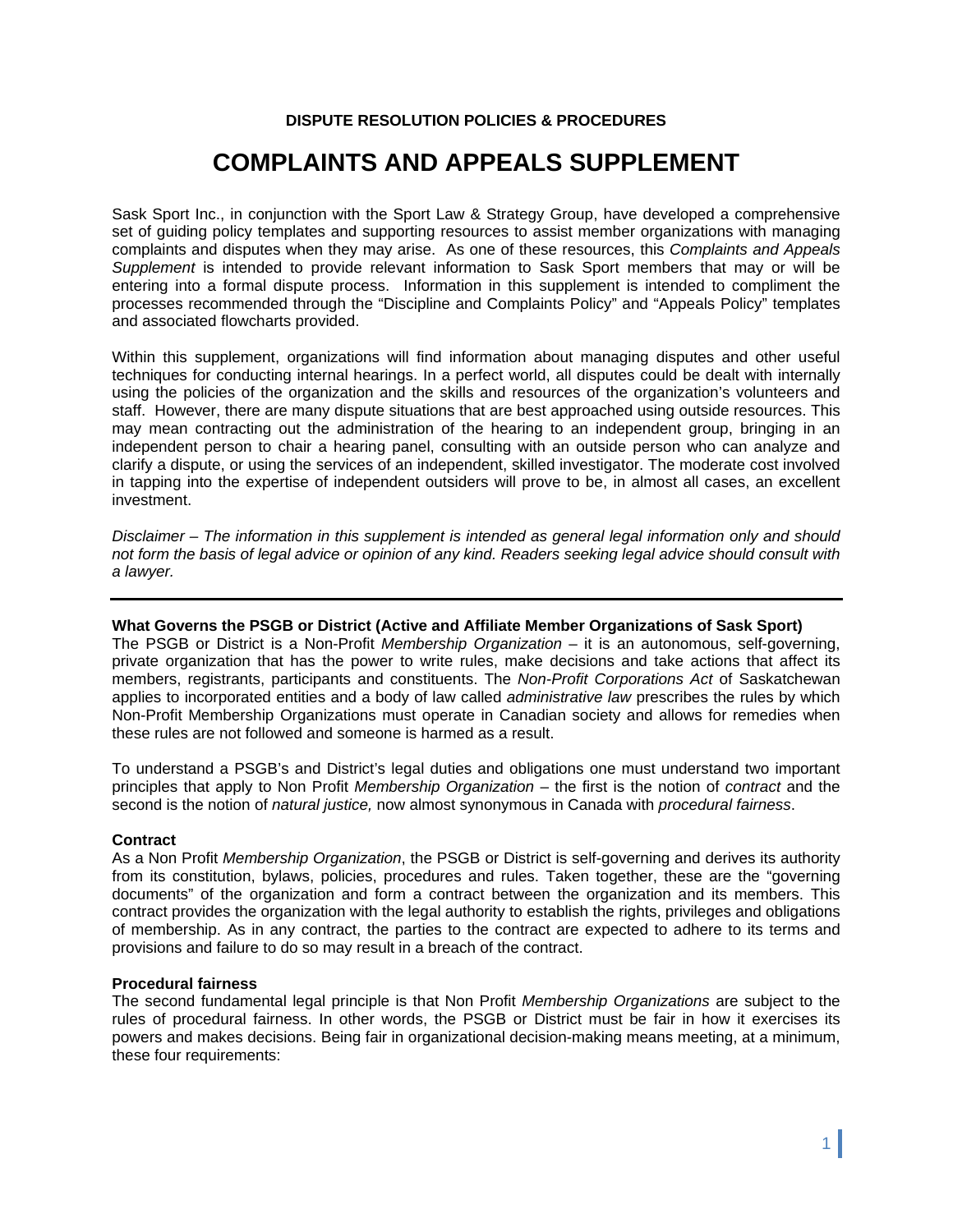**DISPUTE RESOLUTION POLICIES & PROCEDURES**

# COMPLAINTS AND APPEALS SUPPLEMENT

Sask Sport Inc., in conjunction with the Sport Law & Strategy Group, have developed a comprehensive set of guiding policy templates and supporting resources to assist member organizations with managing complaints and disputes when they may arise. As one of these resources, this *Complaints and Appeals Supplement* is intended to provide relevant information to Sask Sport members that may or will be entering into a formal dispute process. Information in this supplement is intended to compliment the processes recommended through the "Discipline and Complaints Policy" and "Appeals Policy" templates and associated flowcharts provided.

Within this supplement, organizations will find information about managing disputes and other useful techniques for conducting internal hearings. In a perfect world, all disputes could be dealt with internally using the policies of the organization and the skills and resources of the organization's volunteers and staff. However, there are many dispute situations that are best approached using outside resources. This may mean contracting out the administration of the hearing to an independent group, bringing in an independent person to chair a hearing panel, consulting with an outside person who can analyze and clarify a dispute, or using the services of an independent, skilled investigator. The moderate cost involved in tapping into the expertise of independent outsiders will prove to be, in almost all cases, an excellent investment.

*Disclaimer – The information in this supplement is intended as general legal information only and should not form the basis of legal advice or opinion of any kind. Readers seeking legal advice should consult with a lawyer.*

---

**What Governs the PSGB or District (Active and Affiliate Member Organizations of Sask Sport)**
The PSGB or District is a Non-Profit *Membership Organization* – it is an autonomous, self-governing, private organization that has the power to write rules, make decisions and take actions that affect its members, registrants, participants and constituents. The *Non-Profit Corporations Act* of Saskatchewan applies to incorporated entities and a body of law called *administrative law* prescribes the rules by which Non-Profit Membership Organizations must operate in Canadian society and allows for remedies when these rules are not followed and someone is harmed as a result.

To understand a PSGB's and District's legal duties and obligations one must understand two important principles that apply to Non Profit *Membership Organization* – the first is the notion of *contract* and the second is the notion of *natural justice,* now almost synonymous in Canada with *procedural fairness*.

**Contract**
As a Non Profit *Membership Organization*, the PSGB or District is self-governing and derives its authority from its constitution, bylaws, policies, procedures and rules. Taken together, these are the "governing documents" of the organization and form a contract between the organization and its members. This contract provides the organization with the legal authority to establish the rights, privileges and obligations of membership. As in any contract, the parties to the contract are expected to adhere to its terms and provisions and failure to do so may result in a breach of the contract.

**Procedural fairness**
The second fundamental legal principle is that Non Profit *Membership Organizations* are subject to the rules of procedural fairness. In other words, the PSGB or District must be fair in how it exercises its powers and makes decisions. Being fair in organizational decision-making means meeting, at a minimum, these four requirements: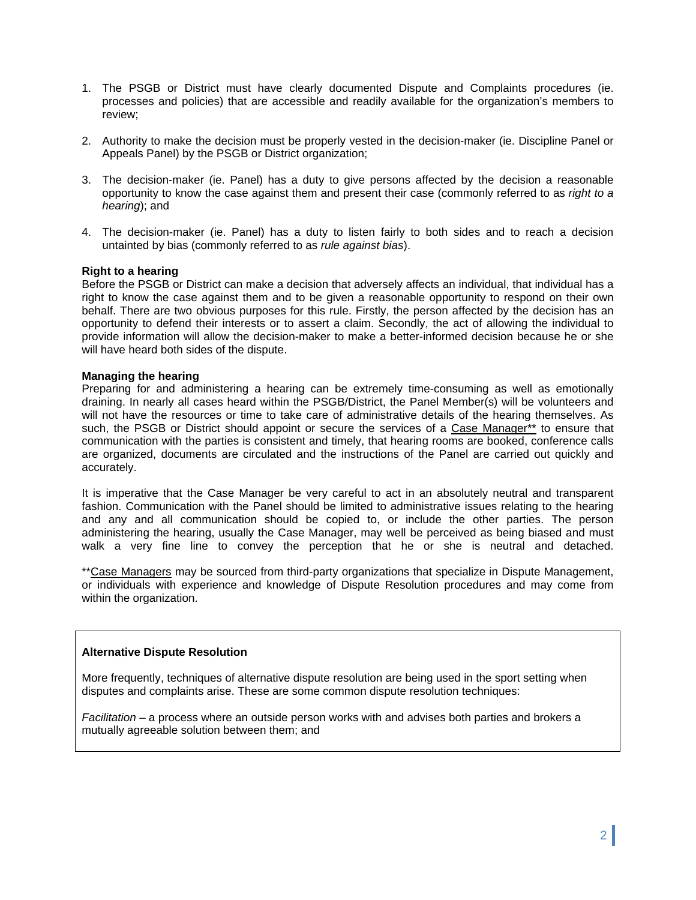1. The PSGB or District must have clearly documented Dispute and Complaints procedures (ie. processes and policies) that are accessible and readily available for the organization's members to review;

2. Authority to make the decision must be properly vested in the decision-maker (ie. Discipline Panel or Appeals Panel) by the PSGB or District organization;

3. The decision-maker (ie. Panel) has a duty to give persons affected by the decision a reasonable opportunity to know the case against them and present their case (commonly referred to as *right to a hearing*); and

4. The decision-maker (ie. Panel) has a duty to listen fairly to both sides and to reach a decision untainted by bias (commonly referred to as *rule against bias*).

**Right to a hearing**
Before the PSGB or District can make a decision that adversely affects an individual, that individual has a right to know the case against them and to be given a reasonable opportunity to respond on their own behalf. There are two obvious purposes for this rule. Firstly, the person affected by the decision has an opportunity to defend their interests or to assert a claim. Secondly, the act of allowing the individual to provide information will allow the decision-maker to make a better-informed decision because he or she will have heard both sides of the dispute.

**Managing the hearing**
Preparing for and administering a hearing can be extremely time-consuming as well as emotionally draining. In nearly all cases heard within the PSGB/District, the Panel Member(s) will be volunteers and will not have the resources or time to take care of administrative details of the hearing themselves. As such, the PSGB or District should appoint or secure the services of a Case Manager** to ensure that communication with the parties is consistent and timely, that hearing rooms are booked, conference calls are organized, documents are circulated and the instructions of the Panel are carried out quickly and accurately.

It is imperative that the Case Manager be very careful to act in an absolutely neutral and transparent fashion. Communication with the Panel should be limited to administrative issues relating to the hearing and any and all communication should be copied to, or include the other parties. The person administering the hearing, usually the Case Manager, may well be perceived as being biased and must walk a very fine line to convey the perception that he or she is neutral and detached.

**Case Managers may be sourced from third-party organizations that specialize in Dispute Management, or individuals with experience and knowledge of Dispute Resolution procedures and may come from within the organization.

**Alternative Dispute Resolution**

More frequently, techniques of alternative dispute resolution are being used in the sport setting when disputes and complaints arise. These are some common dispute resolution techniques:

*Facilitation* – a process where an outside person works with and advises both parties and brokers a mutually agreeable solution between them; and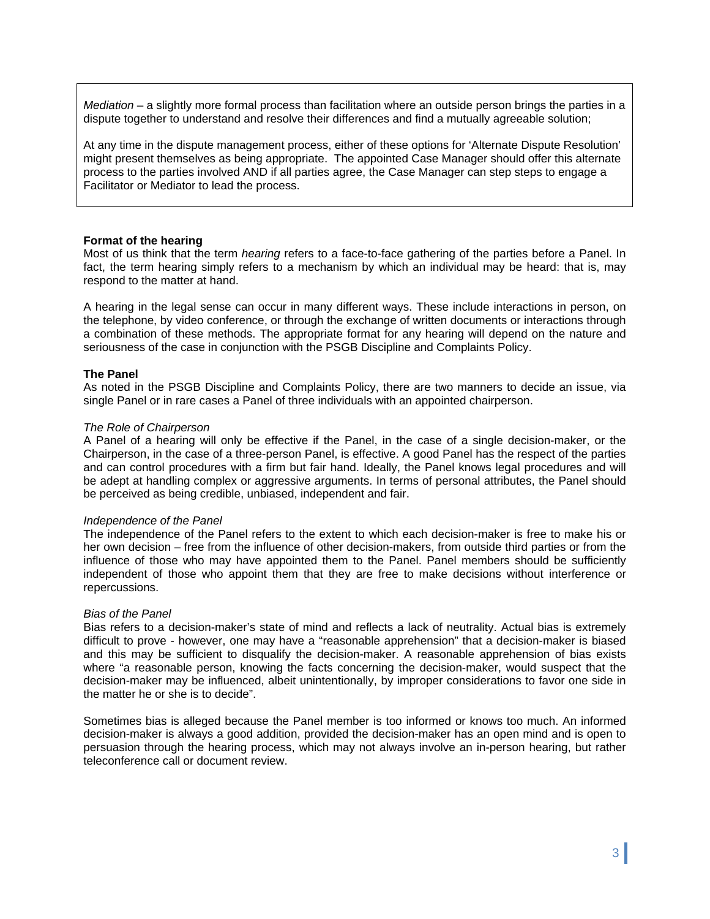*Mediation* – a slightly more formal process than facilitation where an outside person brings the parties in a dispute together to understand and resolve their differences and find a mutually agreeable solution;

At any time in the dispute management process, either of these options for 'Alternate Dispute Resolution' might present themselves as being appropriate. The appointed Case Manager should offer this alternate process to the parties involved AND if all parties agree, the Case Manager can step steps to engage a Facilitator or Mediator to lead the process.

**Format of the hearing**

Most of us think that the term *hearing* refers to a face-to-face gathering of the parties before a Panel. In fact, the term hearing simply refers to a mechanism by which an individual may be heard: that is, may respond to the matter at hand.

A hearing in the legal sense can occur in many different ways. These include interactions in person, on the telephone, by video conference, or through the exchange of written documents or interactions through a combination of these methods. The appropriate format for any hearing will depend on the nature and seriousness of the case in conjunction with the PSGB Discipline and Complaints Policy.

**The Panel**

As noted in the PSGB Discipline and Complaints Policy, there are two manners to decide an issue, via single Panel or in rare cases a Panel of three individuals with an appointed chairperson.

*The Role of Chairperson*

A Panel of a hearing will only be effective if the Panel, in the case of a single decision-maker, or the Chairperson, in the case of a three-person Panel, is effective. A good Panel has the respect of the parties and can control procedures with a firm but fair hand. Ideally, the Panel knows legal procedures and will be adept at handling complex or aggressive arguments. In terms of personal attributes, the Panel should be perceived as being credible, unbiased, independent and fair.

*Independence of the Panel*

The independence of the Panel refers to the extent to which each decision-maker is free to make his or her own decision – free from the influence of other decision-makers, from outside third parties or from the influence of those who may have appointed them to the Panel. Panel members should be sufficiently independent of those who appoint them that they are free to make decisions without interference or repercussions.

*Bias of the Panel*

Bias refers to a decision-maker's state of mind and reflects a lack of neutrality. Actual bias is extremely difficult to prove - however, one may have a "reasonable apprehension" that a decision-maker is biased and this may be sufficient to disqualify the decision-maker. A reasonable apprehension of bias exists where "a reasonable person, knowing the facts concerning the decision-maker, would suspect that the decision-maker may be influenced, albeit unintentionally, by improper considerations to favor one side in the matter he or she is to decide".

Sometimes bias is alleged because the Panel member is too informed or knows too much. An informed decision-maker is always a good addition, provided the decision-maker has an open mind and is open to persuasion through the hearing process, which may not always involve an in-person hearing, but rather teleconference call or document review.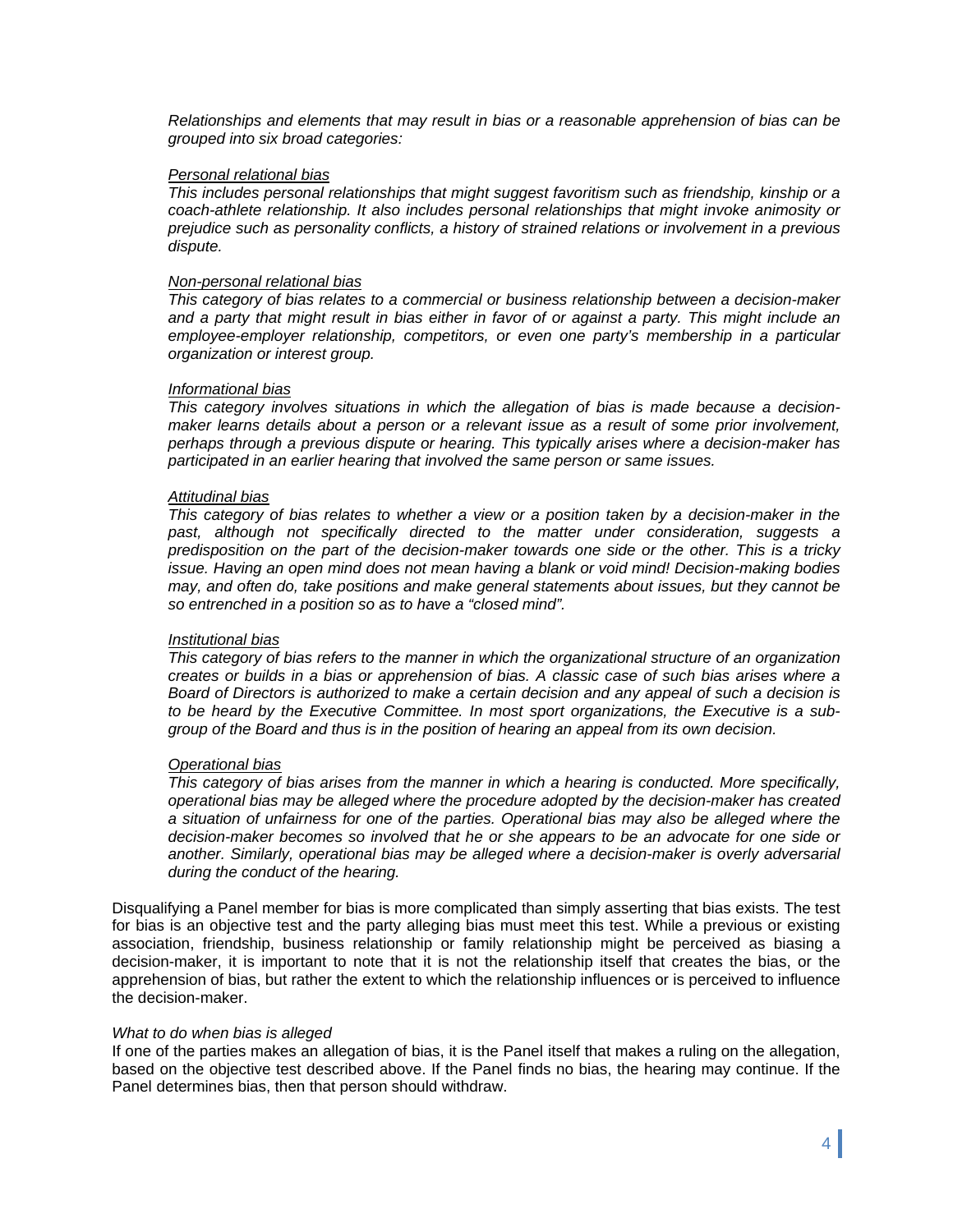*Relationships and elements that may result in bias or a reasonable apprehension of bias can be grouped into six broad categories:*

*Personal relational bias*
*This includes personal relationships that might suggest favoritism such as friendship, kinship or a coach-athlete relationship. It also includes personal relationships that might invoke animosity or prejudice such as personality conflicts, a history of strained relations or involvement in a previous dispute.*

*Non-personal relational bias*
*This category of bias relates to a commercial or business relationship between a decision-maker and a party that might result in bias either in favor of or against a party. This might include an employee-employer relationship, competitors, or even one party's membership in a particular organization or interest group.*

*Informational bias*
*This category involves situations in which the allegation of bias is made because a decision-maker learns details about a person or a relevant issue as a result of some prior involvement, perhaps through a previous dispute or hearing. This typically arises where a decision-maker has participated in an earlier hearing that involved the same person or same issues.*

*Attitudinal bias*
*This category of bias relates to whether a view or a position taken by a decision-maker in the past, although not specifically directed to the matter under consideration, suggests a predisposition on the part of the decision-maker towards one side or the other. This is a tricky issue. Having an open mind does not mean having a blank or void mind! Decision-making bodies may, and often do, take positions and make general statements about issues, but they cannot be so entrenched in a position so as to have a "closed mind".*

*Institutional bias*
*This category of bias refers to the manner in which the organizational structure of an organization creates or builds in a bias or apprehension of bias. A classic case of such bias arises where a Board of Directors is authorized to make a certain decision and any appeal of such a decision is to be heard by the Executive Committee. In most sport organizations, the Executive is a sub-group of the Board and thus is in the position of hearing an appeal from its own decision.*

*Operational bias*
*This category of bias arises from the manner in which a hearing is conducted. More specifically, operational bias may be alleged where the procedure adopted by the decision-maker has created a situation of unfairness for one of the parties. Operational bias may also be alleged where the decision-maker becomes so involved that he or she appears to be an advocate for one side or another. Similarly, operational bias may be alleged where a decision-maker is overly adversarial during the conduct of the hearing.*

Disqualifying a Panel member for bias is more complicated than simply asserting that bias exists. The test for bias is an objective test and the party alleging bias must meet this test. While a previous or existing association, friendship, business relationship or family relationship might be perceived as biasing a decision-maker, it is important to note that it is not the relationship itself that creates the bias, or the apprehension of bias, but rather the extent to which the relationship influences or is perceived to influence the decision-maker.

*What to do when bias is alleged*
If one of the parties makes an allegation of bias, it is the Panel itself that makes a ruling on the allegation, based on the objective test described above. If the Panel finds no bias, the hearing may continue. If the Panel determines bias, then that person should withdraw.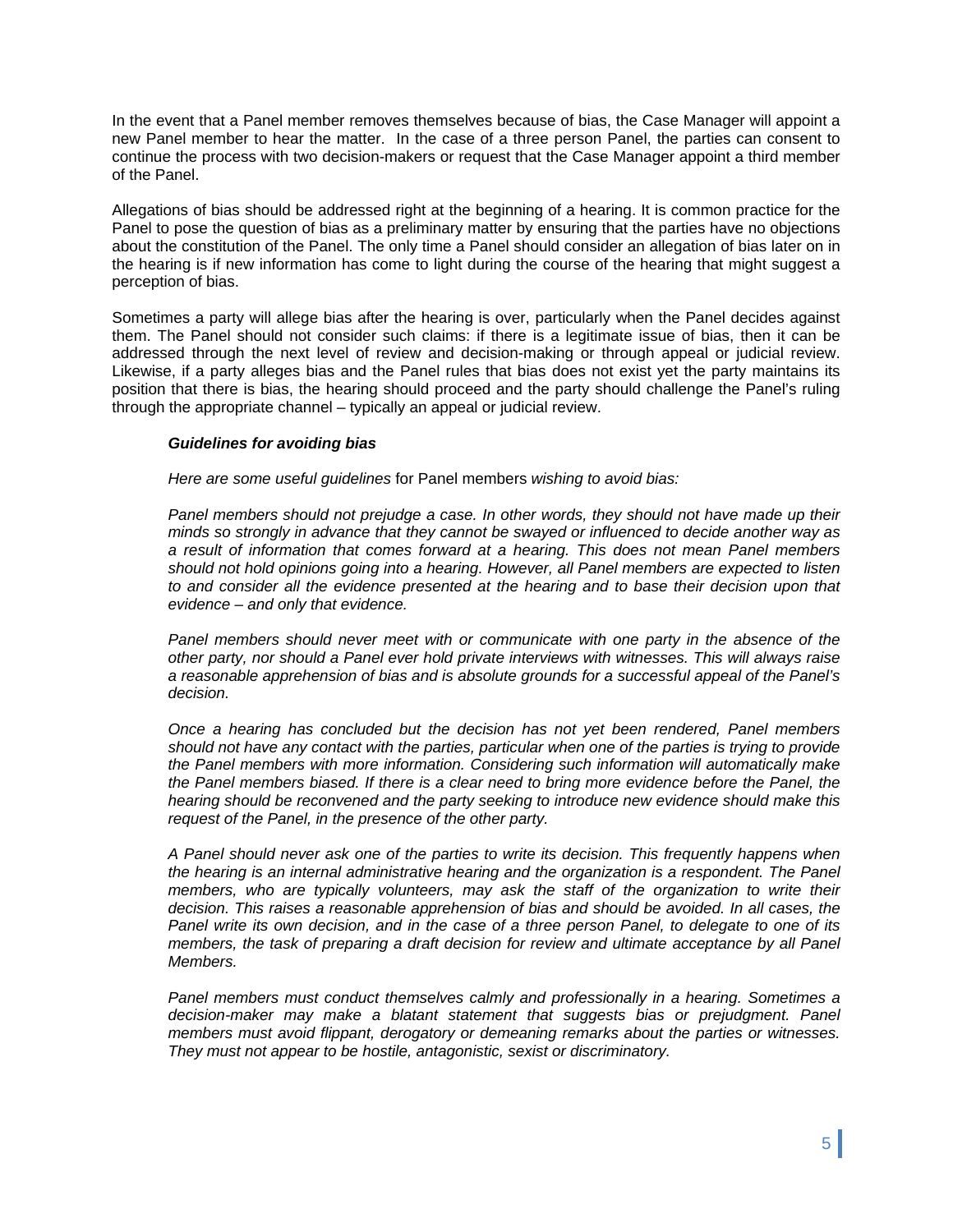In the event that a Panel member removes themselves because of bias, the Case Manager will appoint a new Panel member to hear the matter. In the case of a three person Panel, the parties can consent to continue the process with two decision-makers or request that the Case Manager appoint a third member of the Panel.

Allegations of bias should be addressed right at the beginning of a hearing. It is common practice for the Panel to pose the question of bias as a preliminary matter by ensuring that the parties have no objections about the constitution of the Panel. The only time a Panel should consider an allegation of bias later on in the hearing is if new information has come to light during the course of the hearing that might suggest a perception of bias.

Sometimes a party will allege bias after the hearing is over, particularly when the Panel decides against them. The Panel should not consider such claims: if there is a legitimate issue of bias, then it can be addressed through the next level of review and decision-making or through appeal or judicial review. Likewise, if a party alleges bias and the Panel rules that bias does not exist yet the party maintains its position that there is bias, the hearing should proceed and the party should challenge the Panel's ruling through the appropriate channel – typically an appeal or judicial review.

***Guidelines for avoiding bias***

*Here are some useful guidelines* for Panel members *wishing to avoid bias:*

*Panel members should not prejudge a case. In other words, they should not have made up their minds so strongly in advance that they cannot be swayed or influenced to decide another way as a result of information that comes forward at a hearing. This does not mean Panel members should not hold opinions going into a hearing. However, all Panel members are expected to listen to and consider all the evidence presented at the hearing and to base their decision upon that evidence – and only that evidence.*

*Panel members should never meet with or communicate with one party in the absence of the other party, nor should a Panel ever hold private interviews with witnesses. This will always raise a reasonable apprehension of bias and is absolute grounds for a successful appeal of the Panel's decision.*

*Once a hearing has concluded but the decision has not yet been rendered, Panel members should not have any contact with the parties, particular when one of the parties is trying to provide the Panel members with more information. Considering such information will automatically make the Panel members biased. If there is a clear need to bring more evidence before the Panel, the hearing should be reconvened and the party seeking to introduce new evidence should make this request of the Panel, in the presence of the other party.*

*A Panel should never ask one of the parties to write its decision. This frequently happens when the hearing is an internal administrative hearing and the organization is a respondent. The Panel members, who are typically volunteers, may ask the staff of the organization to write their decision. This raises a reasonable apprehension of bias and should be avoided. In all cases, the Panel write its own decision, and in the case of a three person Panel, to delegate to one of its members, the task of preparing a draft decision for review and ultimate acceptance by all Panel Members.*

*Panel members must conduct themselves calmly and professionally in a hearing. Sometimes a decision-maker may make a blatant statement that suggests bias or prejudgment. Panel members must avoid flippant, derogatory or demeaning remarks about the parties or witnesses. They must not appear to be hostile, antagonistic, sexist or discriminatory.*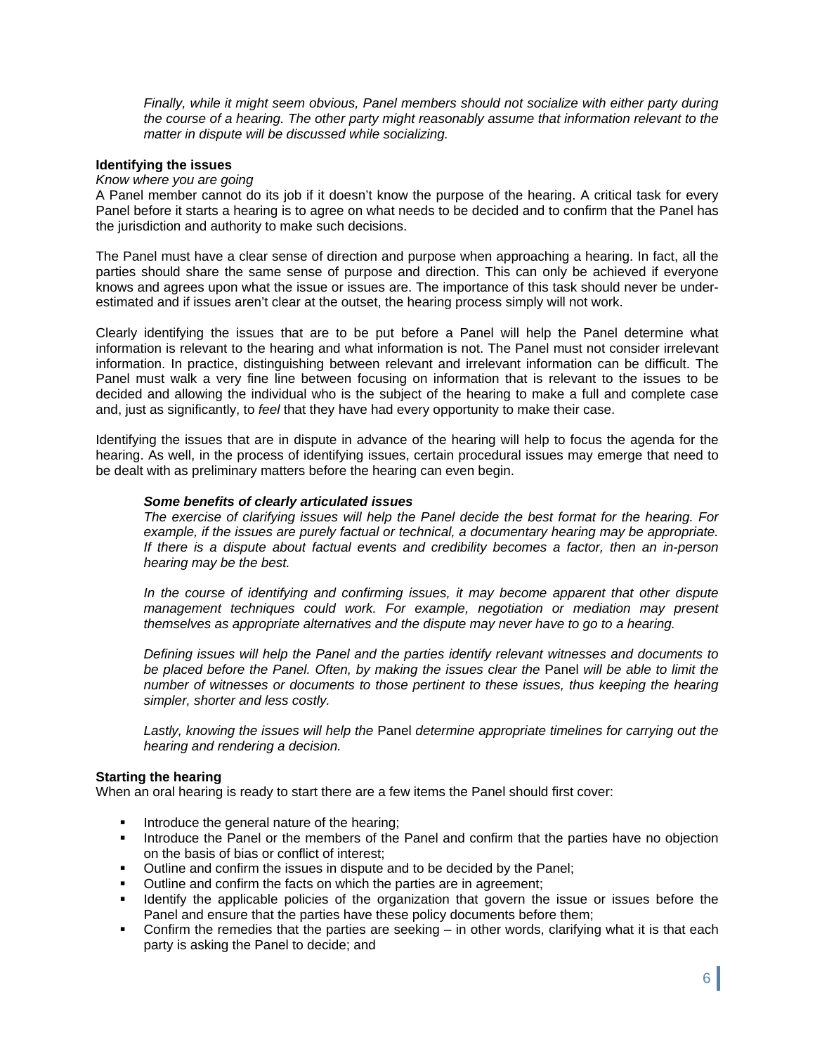*Finally, while it might seem obvious, Panel members should not socialize with either party during the course of a hearing. The other party might reasonably assume that information relevant to the matter in dispute will be discussed while socializing.*

**Identifying the issues**

*Know where you are going*

A Panel member cannot do its job if it doesn't know the purpose of the hearing. A critical task for every Panel before it starts a hearing is to agree on what needs to be decided and to confirm that the Panel has the jurisdiction and authority to make such decisions.

The Panel must have a clear sense of direction and purpose when approaching a hearing. In fact, all the parties should share the same sense of purpose and direction. This can only be achieved if everyone knows and agrees upon what the issue or issues are. The importance of this task should never be under-estimated and if issues aren't clear at the outset, the hearing process simply will not work.

Clearly identifying the issues that are to be put before a Panel will help the Panel determine what information is relevant to the hearing and what information is not. The Panel must not consider irrelevant information. In practice, distinguishing between relevant and irrelevant information can be difficult. The Panel must walk a very fine line between focusing on information that is relevant to the issues to be decided and allowing the individual who is the subject of the hearing to make a full and complete case and, just as significantly, to *feel* that they have had every opportunity to make their case.

Identifying the issues that are in dispute in advance of the hearing will help to focus the agenda for the hearing. As well, in the process of identifying issues, certain procedural issues may emerge that need to be dealt with as preliminary matters before the hearing can even begin.

***Some benefits of clearly articulated issues***

*The exercise of clarifying issues will help the Panel decide the best format for the hearing. For example, if the issues are purely factual or technical, a documentary hearing may be appropriate. If there is a dispute about factual events and credibility becomes a factor, then an in-person hearing may be the best.*

*In the course of identifying and confirming issues, it may become apparent that other dispute management techniques could work. For example, negotiation or mediation may present themselves as appropriate alternatives and the dispute may never have to go to a hearing.*

*Defining issues will help the Panel and the parties identify relevant witnesses and documents to be placed before the Panel. Often, by making the issues clear the* Panel *will be able to limit the number of witnesses or documents to those pertinent to these issues, thus keeping the hearing simpler, shorter and less costly.*

*Lastly, knowing the issues will help the* Panel *determine appropriate timelines for carrying out the hearing and rendering a decision.*

**Starting the hearing**

When an oral hearing is ready to start there are a few items the Panel should first cover:

- Introduce the general nature of the hearing;
- Introduce the Panel or the members of the Panel and confirm that the parties have no objection on the basis of bias or conflict of interest;
- Outline and confirm the issues in dispute and to be decided by the Panel;
- Outline and confirm the facts on which the parties are in agreement;
- Identify the applicable policies of the organization that govern the issue or issues before the Panel and ensure that the parties have these policy documents before them;
- Confirm the remedies that the parties are seeking – in other words, clarifying what it is that each party is asking the Panel to decide; and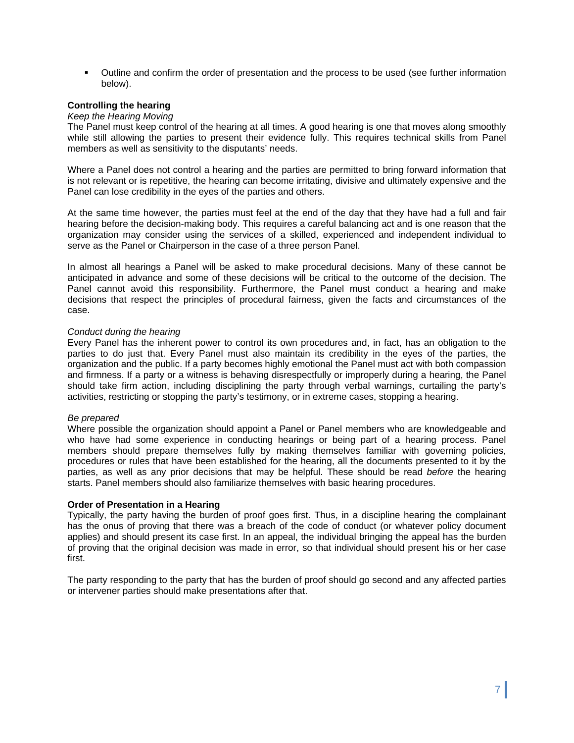- Outline and confirm the order of presentation and the process to be used (see further information below).

**Controlling the hearing**

*Keep the Hearing Moving*

The Panel must keep control of the hearing at all times. A good hearing is one that moves along smoothly while still allowing the parties to present their evidence fully. This requires technical skills from Panel members as well as sensitivity to the disputants' needs.

Where a Panel does not control a hearing and the parties are permitted to bring forward information that is not relevant or is repetitive, the hearing can become irritating, divisive and ultimately expensive and the Panel can lose credibility in the eyes of the parties and others.

At the same time however, the parties must feel at the end of the day that they have had a full and fair hearing before the decision-making body. This requires a careful balancing act and is one reason that the organization may consider using the services of a skilled, experienced and independent individual to serve as the Panel or Chairperson in the case of a three person Panel.

In almost all hearings a Panel will be asked to make procedural decisions. Many of these cannot be anticipated in advance and some of these decisions will be critical to the outcome of the decision. The Panel cannot avoid this responsibility. Furthermore, the Panel must conduct a hearing and make decisions that respect the principles of procedural fairness, given the facts and circumstances of the case.

*Conduct during the hearing*

Every Panel has the inherent power to control its own procedures and, in fact, has an obligation to the parties to do just that. Every Panel must also maintain its credibility in the eyes of the parties, the organization and the public. If a party becomes highly emotional the Panel must act with both compassion and firmness. If a party or a witness is behaving disrespectfully or improperly during a hearing, the Panel should take firm action, including disciplining the party through verbal warnings, curtailing the party's activities, restricting or stopping the party's testimony, or in extreme cases, stopping a hearing.

*Be prepared*

Where possible the organization should appoint a Panel or Panel members who are knowledgeable and who have had some experience in conducting hearings or being part of a hearing process. Panel members should prepare themselves fully by making themselves familiar with governing policies, procedures or rules that have been established for the hearing, all the documents presented to it by the parties, as well as any prior decisions that may be helpful. These should be read *before* the hearing starts. Panel members should also familiarize themselves with basic hearing procedures.

**Order of Presentation in a Hearing**

Typically, the party having the burden of proof goes first. Thus, in a discipline hearing the complainant has the onus of proving that there was a breach of the code of conduct (or whatever policy document applies) and should present its case first. In an appeal, the individual bringing the appeal has the burden of proving that the original decision was made in error, so that individual should present his or her case first.

The party responding to the party that has the burden of proof should go second and any affected parties or intervener parties should make presentations after that.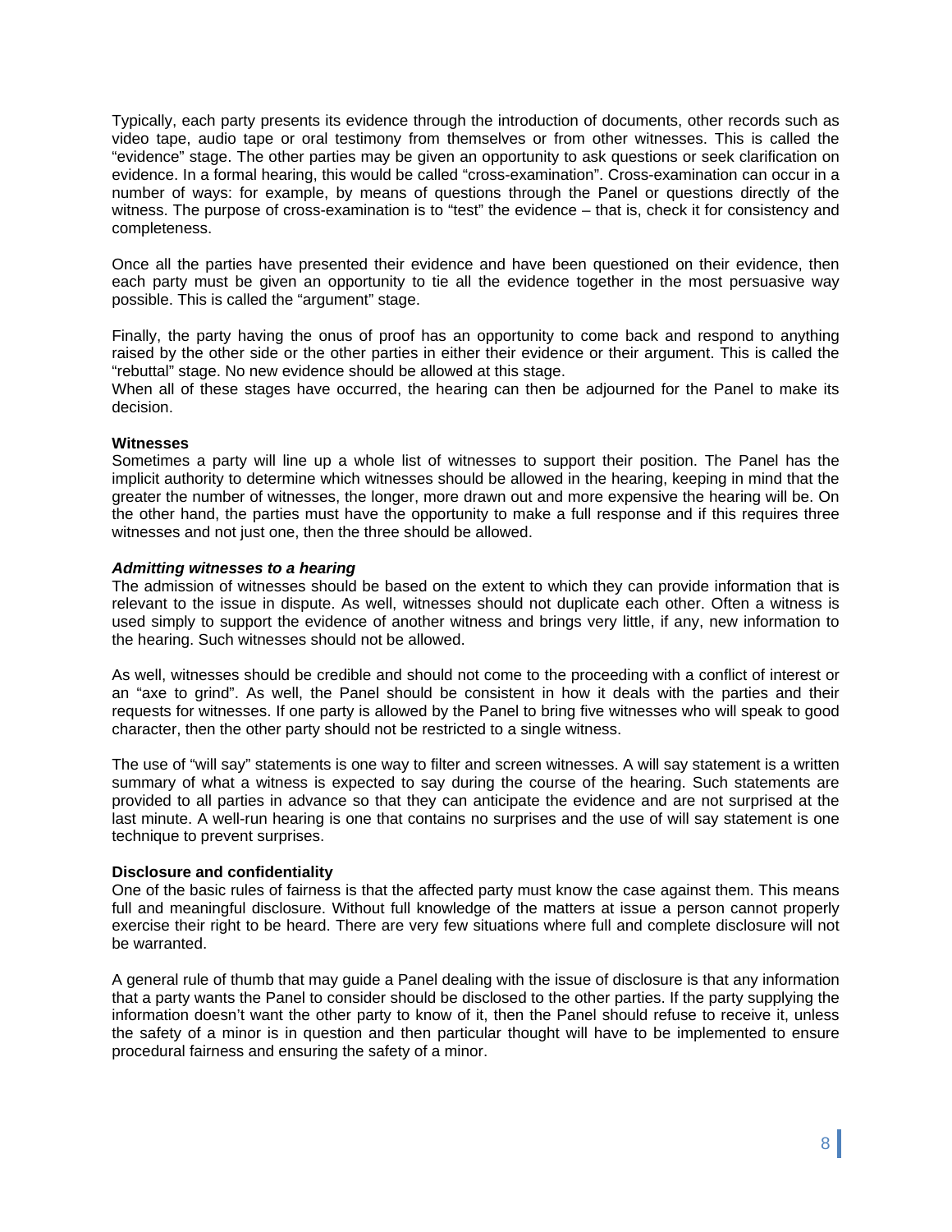Typically, each party presents its evidence through the introduction of documents, other records such as video tape, audio tape or oral testimony from themselves or from other witnesses. This is called the "evidence" stage. The other parties may be given an opportunity to ask questions or seek clarification on evidence. In a formal hearing, this would be called "cross-examination". Cross-examination can occur in a number of ways: for example, by means of questions through the Panel or questions directly of the witness. The purpose of cross-examination is to "test" the evidence – that is, check it for consistency and completeness.

Once all the parties have presented their evidence and have been questioned on their evidence, then each party must be given an opportunity to tie all the evidence together in the most persuasive way possible. This is called the "argument" stage.

Finally, the party having the onus of proof has an opportunity to come back and respond to anything raised by the other side or the other parties in either their evidence or their argument. This is called the "rebuttal" stage. No new evidence should be allowed at this stage.

When all of these stages have occurred, the hearing can then be adjourned for the Panel to make its decision.

**Witnesses**

Sometimes a party will line up a whole list of witnesses to support their position. The Panel has the implicit authority to determine which witnesses should be allowed in the hearing, keeping in mind that the greater the number of witnesses, the longer, more drawn out and more expensive the hearing will be. On the other hand, the parties must have the opportunity to make a full response and if this requires three witnesses and not just one, then the three should be allowed.

***Admitting witnesses to a hearing***

The admission of witnesses should be based on the extent to which they can provide information that is relevant to the issue in dispute. As well, witnesses should not duplicate each other. Often a witness is used simply to support the evidence of another witness and brings very little, if any, new information to the hearing. Such witnesses should not be allowed.

As well, witnesses should be credible and should not come to the proceeding with a conflict of interest or an "axe to grind". As well, the Panel should be consistent in how it deals with the parties and their requests for witnesses. If one party is allowed by the Panel to bring five witnesses who will speak to good character, then the other party should not be restricted to a single witness.

The use of "will say" statements is one way to filter and screen witnesses. A will say statement is a written summary of what a witness is expected to say during the course of the hearing. Such statements are provided to all parties in advance so that they can anticipate the evidence and are not surprised at the last minute. A well-run hearing is one that contains no surprises and the use of will say statement is one technique to prevent surprises.

**Disclosure and confidentiality**

One of the basic rules of fairness is that the affected party must know the case against them. This means full and meaningful disclosure. Without full knowledge of the matters at issue a person cannot properly exercise their right to be heard. There are very few situations where full and complete disclosure will not be warranted.

A general rule of thumb that may guide a Panel dealing with the issue of disclosure is that any information that a party wants the Panel to consider should be disclosed to the other parties. If the party supplying the information doesn't want the other party to know of it, then the Panel should refuse to receive it, unless the safety of a minor is in question and then particular thought will have to be implemented to ensure procedural fairness and ensuring the safety of a minor.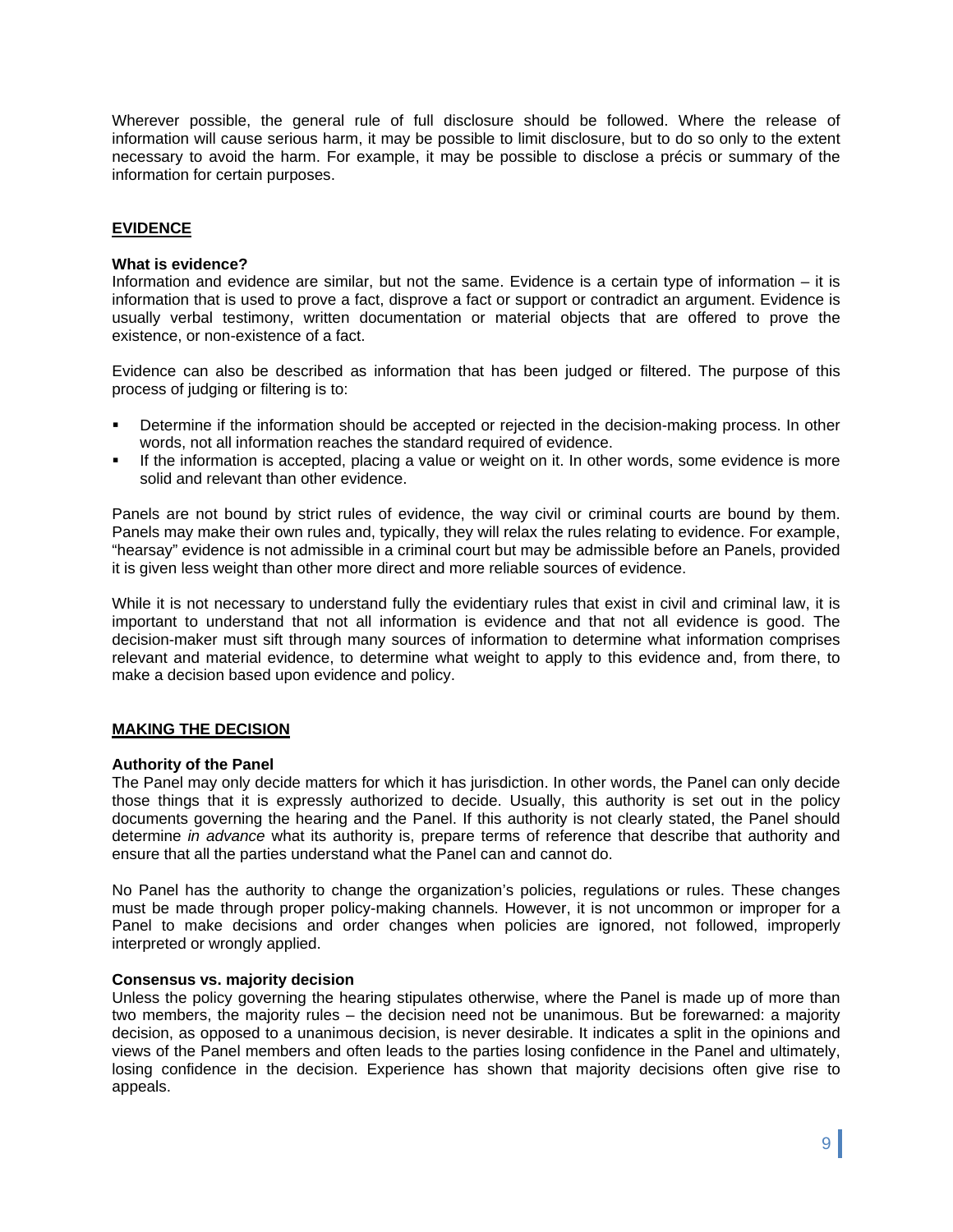Wherever possible, the general rule of full disclosure should be followed. Where the release of information will cause serious harm, it may be possible to limit disclosure, but to do so only to the extent necessary to avoid the harm. For example, it may be possible to disclose a précis or summary of the information for certain purposes.

## EVIDENCE

### What is evidence?

Information and evidence are similar, but not the same. Evidence is a certain type of information – it is information that is used to prove a fact, disprove a fact or support or contradict an argument. Evidence is usually verbal testimony, written documentation or material objects that are offered to prove the existence, or non-existence of a fact.

Evidence can also be described as information that has been judged or filtered. The purpose of this process of judging or filtering is to:

- Determine if the information should be accepted or rejected in the decision-making process. In other words, not all information reaches the standard required of evidence.
- If the information is accepted, placing a value or weight on it. In other words, some evidence is more solid and relevant than other evidence.

Panels are not bound by strict rules of evidence, the way civil or criminal courts are bound by them. Panels may make their own rules and, typically, they will relax the rules relating to evidence. For example, "hearsay" evidence is not admissible in a criminal court but may be admissible before an Panels, provided it is given less weight than other more direct and more reliable sources of evidence.

While it is not necessary to understand fully the evidentiary rules that exist in civil and criminal law, it is important to understand that not all information is evidence and that not all evidence is good. The decision-maker must sift through many sources of information to determine what information comprises relevant and material evidence, to determine what weight to apply to this evidence and, from there, to make a decision based upon evidence and policy.

## MAKING THE DECISION

### Authority of the Panel

The Panel may only decide matters for which it has jurisdiction. In other words, the Panel can only decide those things that it is expressly authorized to decide. Usually, this authority is set out in the policy documents governing the hearing and the Panel. If this authority is not clearly stated, the Panel should determine *in advance* what its authority is, prepare terms of reference that describe that authority and ensure that all the parties understand what the Panel can and cannot do.

No Panel has the authority to change the organization's policies, regulations or rules. These changes must be made through proper policy-making channels. However, it is not uncommon or improper for a Panel to make decisions and order changes when policies are ignored, not followed, improperly interpreted or wrongly applied.

### Consensus vs. majority decision

Unless the policy governing the hearing stipulates otherwise, where the Panel is made up of more than two members, the majority rules – the decision need not be unanimous. But be forewarned: a majority decision, as opposed to a unanimous decision, is never desirable. It indicates a split in the opinions and views of the Panel members and often leads to the parties losing confidence in the Panel and ultimately, losing confidence in the decision. Experience has shown that majority decisions often give rise to appeals.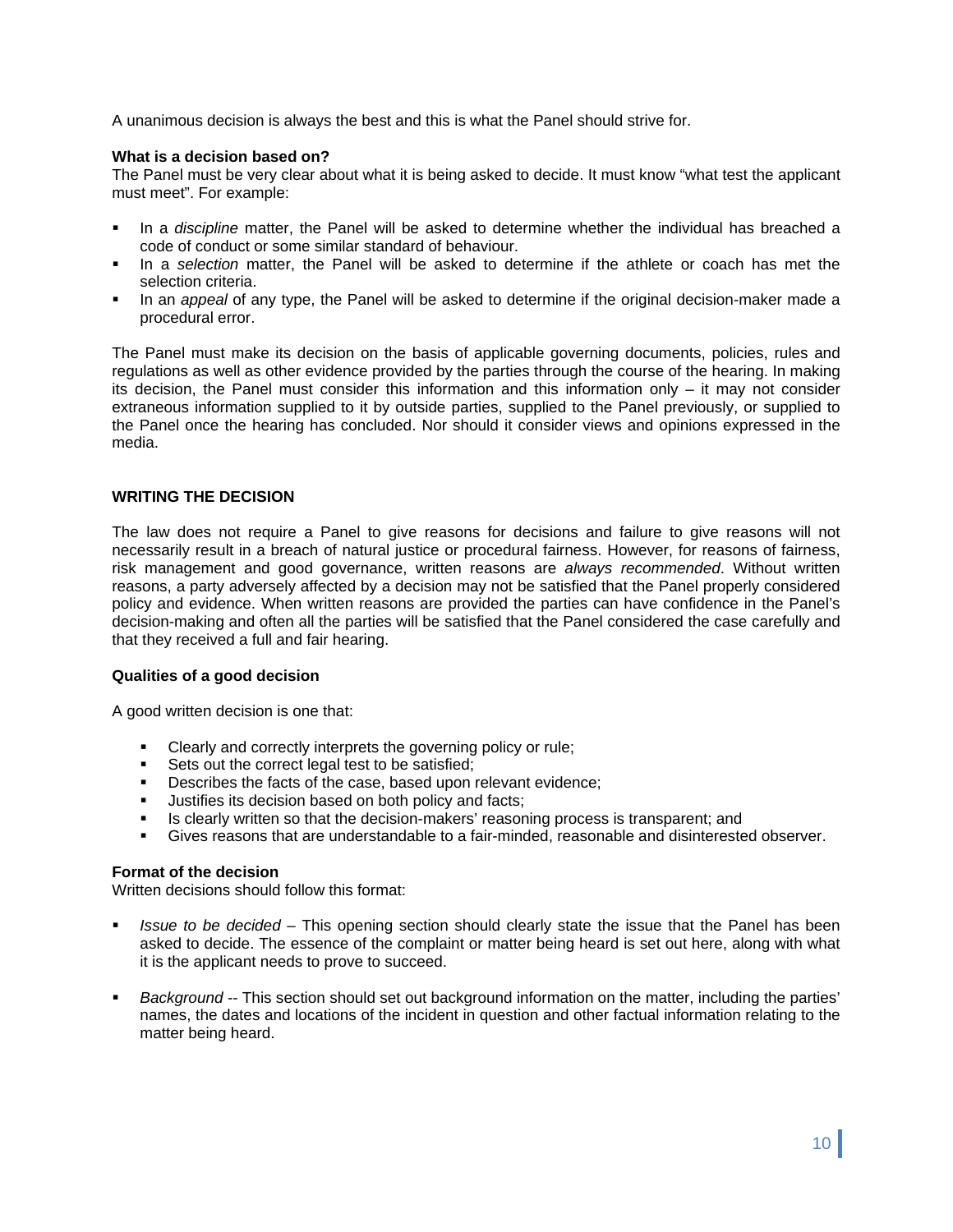A unanimous decision is always the best and this is what the Panel should strive for.

**What is a decision based on?**

The Panel must be very clear about what it is being asked to decide. It must know "what test the applicant must meet". For example:

- In a *discipline* matter, the Panel will be asked to determine whether the individual has breached a code of conduct or some similar standard of behaviour.
- In a *selection* matter, the Panel will be asked to determine if the athlete or coach has met the selection criteria.
- In an *appeal* of any type, the Panel will be asked to determine if the original decision-maker made a procedural error.

The Panel must make its decision on the basis of applicable governing documents, policies, rules and regulations as well as other evidence provided by the parties through the course of the hearing. In making its decision, the Panel must consider this information and this information only – it may not consider extraneous information supplied to it by outside parties, supplied to the Panel previously, or supplied to the Panel once the hearing has concluded. Nor should it consider views and opinions expressed in the media.

## WRITING THE DECISION

The law does not require a Panel to give reasons for decisions and failure to give reasons will not necessarily result in a breach of natural justice or procedural fairness. However, for reasons of fairness, risk management and good governance, written reasons are *always recommended*. Without written reasons, a party adversely affected by a decision may not be satisfied that the Panel properly considered policy and evidence. When written reasons are provided the parties can have confidence in the Panel's decision-making and often all the parties will be satisfied that the Panel considered the case carefully and that they received a full and fair hearing.

**Qualities of a good decision**

A good written decision is one that:

- Clearly and correctly interprets the governing policy or rule;
- Sets out the correct legal test to be satisfied;
- Describes the facts of the case, based upon relevant evidence;
- Justifies its decision based on both policy and facts;
- Is clearly written so that the decision-makers' reasoning process is transparent; and
- Gives reasons that are understandable to a fair-minded, reasonable and disinterested observer.

**Format of the decision**

Written decisions should follow this format:

- *Issue to be decided* – This opening section should clearly state the issue that the Panel has been asked to decide. The essence of the complaint or matter being heard is set out here, along with what it is the applicant needs to prove to succeed.

- *Background* -- This section should set out background information on the matter, including the parties' names, the dates and locations of the incident in question and other factual information relating to the matter being heard.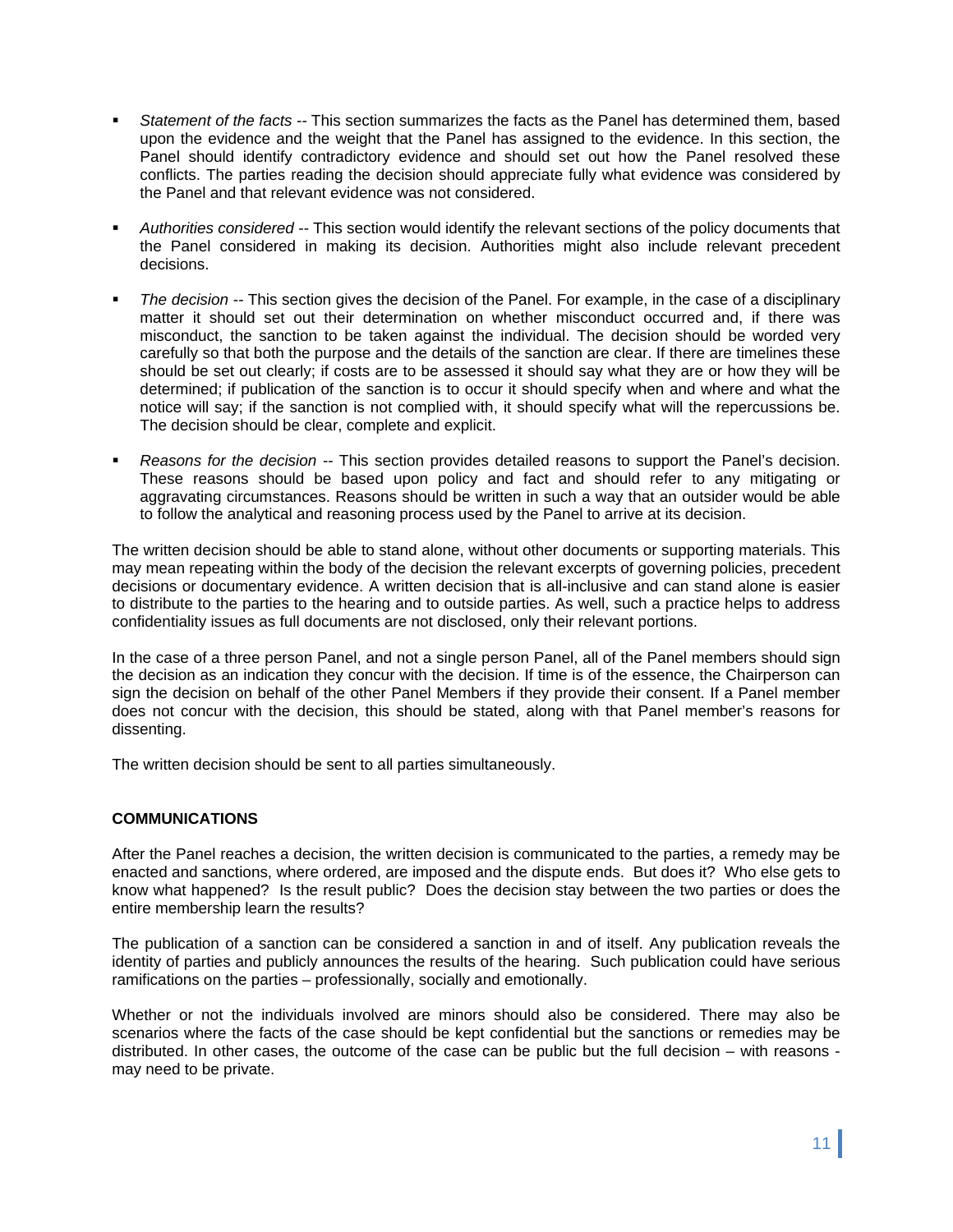- *Statement of the facts* -- This section summarizes the facts as the Panel has determined them, based upon the evidence and the weight that the Panel has assigned to the evidence. In this section, the Panel should identify contradictory evidence and should set out how the Panel resolved these conflicts. The parties reading the decision should appreciate fully what evidence was considered by the Panel and that relevant evidence was not considered.

- *Authorities considered* -- This section would identify the relevant sections of the policy documents that the Panel considered in making its decision. Authorities might also include relevant precedent decisions.

- *The decision* -- This section gives the decision of the Panel. For example, in the case of a disciplinary matter it should set out their determination on whether misconduct occurred and, if there was misconduct, the sanction to be taken against the individual. The decision should be worded very carefully so that both the purpose and the details of the sanction are clear. If there are timelines these should be set out clearly; if costs are to be assessed it should say what they are or how they will be determined; if publication of the sanction is to occur it should specify when and where and what the notice will say; if the sanction is not complied with, it should specify what will the repercussions be. The decision should be clear, complete and explicit.

- *Reasons for the decision* -- This section provides detailed reasons to support the Panel's decision. These reasons should be based upon policy and fact and should refer to any mitigating or aggravating circumstances. Reasons should be written in such a way that an outsider would be able to follow the analytical and reasoning process used by the Panel to arrive at its decision.

The written decision should be able to stand alone, without other documents or supporting materials. This may mean repeating within the body of the decision the relevant excerpts of governing policies, precedent decisions or documentary evidence. A written decision that is all-inclusive and can stand alone is easier to distribute to the parties to the hearing and to outside parties. As well, such a practice helps to address confidentiality issues as full documents are not disclosed, only their relevant portions.

In the case of a three person Panel, and not a single person Panel, all of the Panel members should sign the decision as an indication they concur with the decision. If time is of the essence, the Chairperson can sign the decision on behalf of the other Panel Members if they provide their consent. If a Panel member does not concur with the decision, this should be stated, along with that Panel member's reasons for dissenting.

The written decision should be sent to all parties simultaneously.

**COMMUNICATIONS**

After the Panel reaches a decision, the written decision is communicated to the parties, a remedy may be enacted and sanctions, where ordered, are imposed and the dispute ends. But does it? Who else gets to know what happened? Is the result public? Does the decision stay between the two parties or does the entire membership learn the results?

The publication of a sanction can be considered a sanction in and of itself. Any publication reveals the identity of parties and publicly announces the results of the hearing. Such publication could have serious ramifications on the parties – professionally, socially and emotionally.

Whether or not the individuals involved are minors should also be considered. There may also be scenarios where the facts of the case should be kept confidential but the sanctions or remedies may be distributed. In other cases, the outcome of the case can be public but the full decision – with reasons - may need to be private.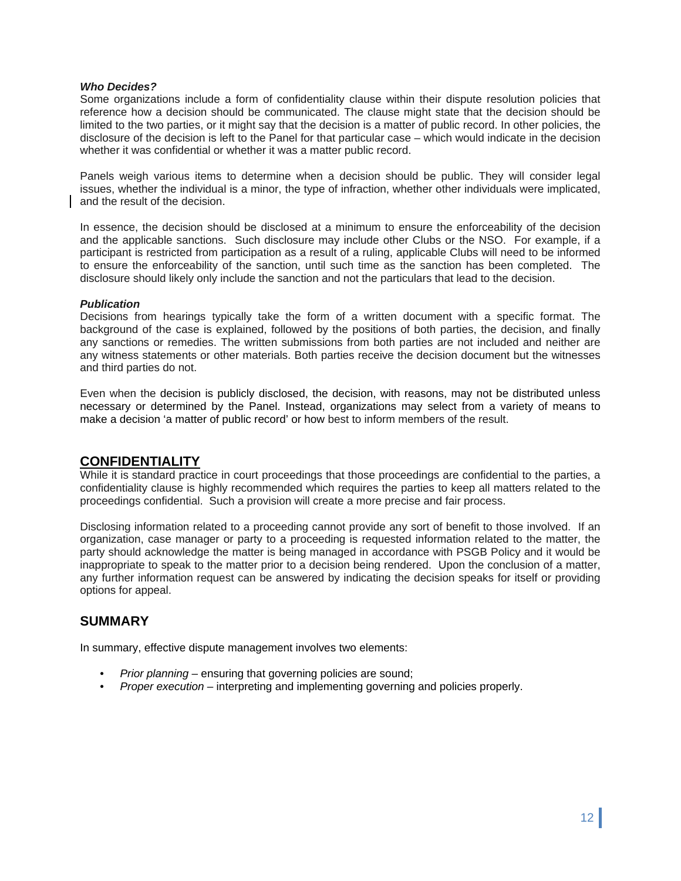***Who Decides?***

Some organizations include a form of confidentiality clause within their dispute resolution policies that reference how a decision should be communicated. The clause might state that the decision should be limited to the two parties, or it might say that the decision is a matter of public record. In other policies, the disclosure of the decision is left to the Panel for that particular case – which would indicate in the decision whether it was confidential or whether it was a matter public record.

Panels weigh various items to determine when a decision should be public. They will consider legal issues, whether the individual is a minor, the type of infraction, whether other individuals were implicated, and the result of the decision.

In essence, the decision should be disclosed at a minimum to ensure the enforceability of the decision and the applicable sanctions. Such disclosure may include other Clubs or the NSO. For example, if a participant is restricted from participation as a result of a ruling, applicable Clubs will need to be informed to ensure the enforceability of the sanction, until such time as the sanction has been completed. The disclosure should likely only include the sanction and not the particulars that lead to the decision.

***Publication***

Decisions from hearings typically take the form of a written document with a specific format. The background of the case is explained, followed by the positions of both parties, the decision, and finally any sanctions or remedies. The written submissions from both parties are not included and neither are any witness statements or other materials. Both parties receive the decision document but the witnesses and third parties do not.

Even when the decision is publicly disclosed, the decision, with reasons, may not be distributed unless necessary or determined by the Panel. Instead, organizations may select from a variety of means to make a decision 'a matter of public record' or how best to inform members of the result.

## CONFIDENTIALITY

While it is standard practice in court proceedings that those proceedings are confidential to the parties, a confidentiality clause is highly recommended which requires the parties to keep all matters related to the proceedings confidential. Such a provision will create a more precise and fair process.

Disclosing information related to a proceeding cannot provide any sort of benefit to those involved. If an organization, case manager or party to a proceeding is requested information related to the matter, the party should acknowledge the matter is being managed in accordance with PSGB Policy and it would be inappropriate to speak to the matter prior to a decision being rendered. Upon the conclusion of a matter, any further information request can be answered by indicating the decision speaks for itself or providing options for appeal.

## SUMMARY

In summary, effective dispute management involves two elements:

- *Prior planning* – ensuring that governing policies are sound;
- *Proper execution* – interpreting and implementing governing and policies properly.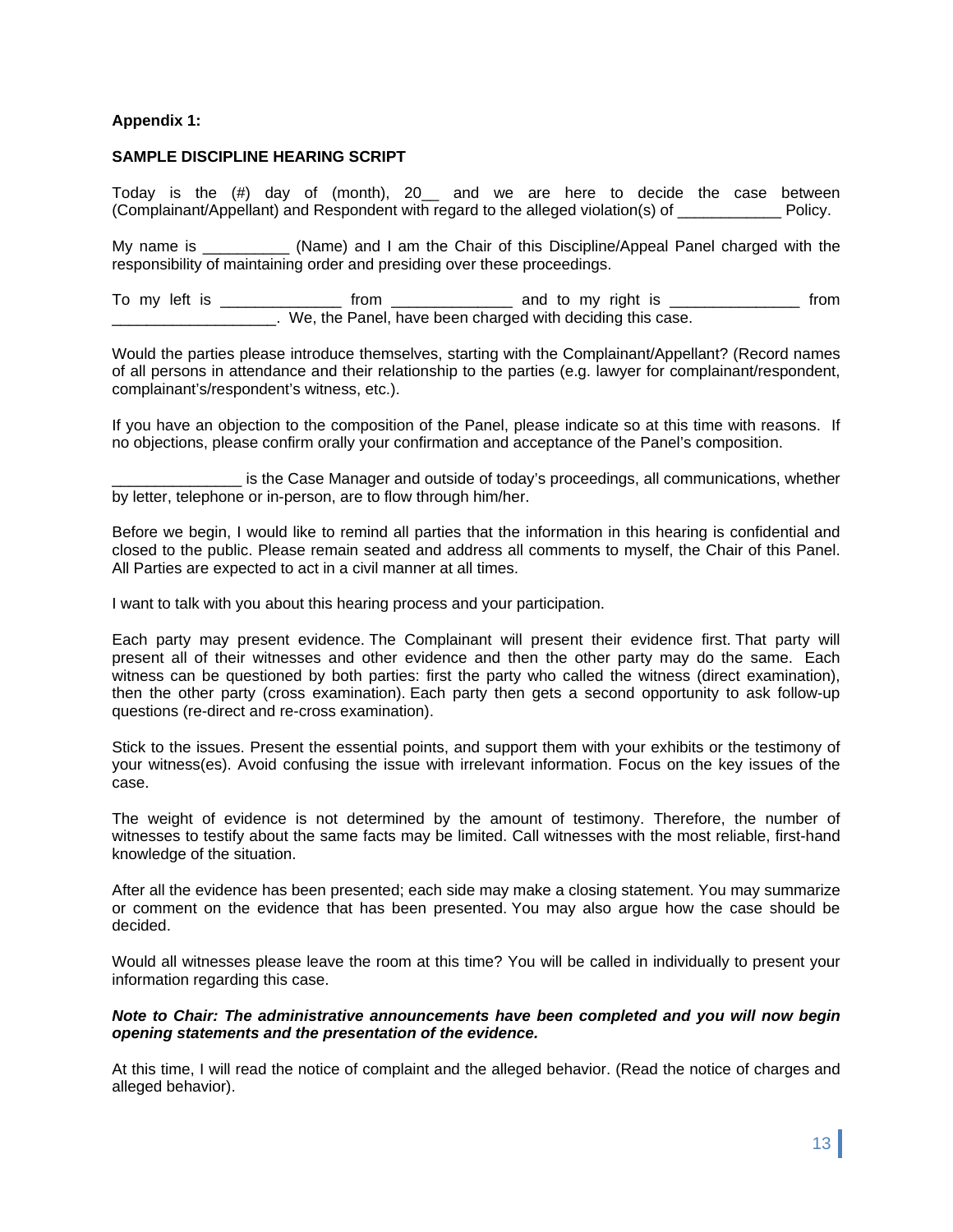**Appendix 1:**

**SAMPLE DISCIPLINE HEARING SCRIPT**

Today is the (#) day of (month), 20__ and we are here to decide the case between (Complainant/Appellant) and Respondent with regard to the alleged violation(s) of ____________ Policy.

My name is __________ (Name) and I am the Chair of this Discipline/Appeal Panel charged with the responsibility of maintaining order and presiding over these proceedings.

To my left is ______________ from ______________ and to my right is _______________ from ___________________. We, the Panel, have been charged with deciding this case.

Would the parties please introduce themselves, starting with the Complainant/Appellant? (Record names of all persons in attendance and their relationship to the parties (e.g. lawyer for complainant/respondent, complainant's/respondent's witness, etc.).

If you have an objection to the composition of the Panel, please indicate so at this time with reasons. If no objections, please confirm orally your confirmation and acceptance of the Panel's composition.

_______________ is the Case Manager and outside of today's proceedings, all communications, whether by letter, telephone or in-person, are to flow through him/her.

Before we begin, I would like to remind all parties that the information in this hearing is confidential and closed to the public. Please remain seated and address all comments to myself, the Chair of this Panel. All Parties are expected to act in a civil manner at all times.

I want to talk with you about this hearing process and your participation.

Each party may present evidence. The Complainant will present their evidence first. That party will present all of their witnesses and other evidence and then the other party may do the same. Each witness can be questioned by both parties: first the party who called the witness (direct examination), then the other party (cross examination). Each party then gets a second opportunity to ask follow-up questions (re-direct and re-cross examination).

Stick to the issues. Present the essential points, and support them with your exhibits or the testimony of your witness(es). Avoid confusing the issue with irrelevant information. Focus on the key issues of the case.

The weight of evidence is not determined by the amount of testimony. Therefore, the number of witnesses to testify about the same facts may be limited. Call witnesses with the most reliable, first-hand knowledge of the situation.

After all the evidence has been presented; each side may make a closing statement. You may summarize or comment on the evidence that has been presented. You may also argue how the case should be decided.

Would all witnesses please leave the room at this time? You will be called in individually to present your information regarding this case.

***Note to Chair: The administrative announcements have been completed and you will now begin opening statements and the presentation of the evidence.***

At this time, I will read the notice of complaint and the alleged behavior. (Read the notice of charges and alleged behavior).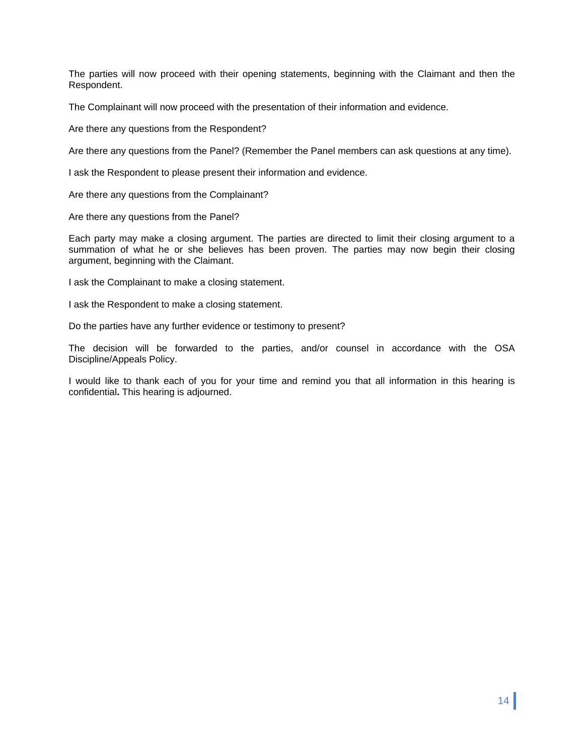The parties will now proceed with their opening statements, beginning with the Claimant and then the Respondent.

The Complainant will now proceed with the presentation of their information and evidence.

Are there any questions from the Respondent?

Are there any questions from the Panel? (Remember the Panel members can ask questions at any time).

I ask the Respondent to please present their information and evidence.

Are there any questions from the Complainant?

Are there any questions from the Panel?

Each party may make a closing argument. The parties are directed to limit their closing argument to a summation of what he or she believes has been proven. The parties may now begin their closing argument, beginning with the Claimant.

I ask the Complainant to make a closing statement.

I ask the Respondent to make a closing statement.

Do the parties have any further evidence or testimony to present?

The decision will be forwarded to the parties, and/or counsel in accordance with the OSA Discipline/Appeals Policy.

I would like to thank each of you for your time and remind you that all information in this hearing is confidential**.** This hearing is adjourned.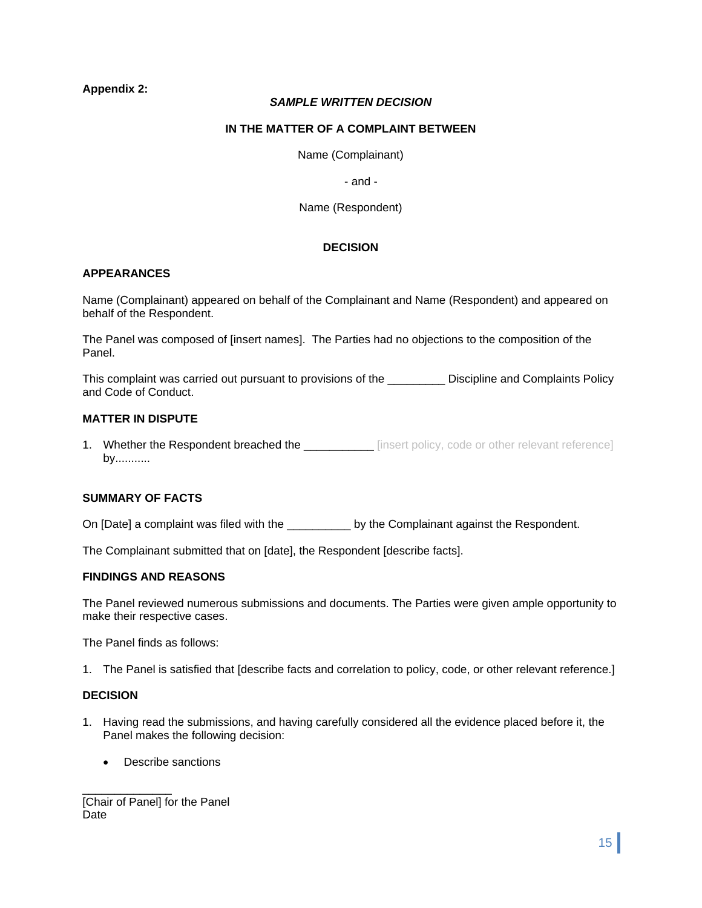**Appendix 2:**

***SAMPLE WRITTEN DECISION***

**IN THE MATTER OF A COMPLAINT BETWEEN**

Name (Complainant)

- and -

Name (Respondent)

**DECISION**

**APPEARANCES**

Name (Complainant) appeared on behalf of the Complainant and Name (Respondent) and appeared on behalf of the Respondent.

The Panel was composed of [insert names]. The Parties had no objections to the composition of the Panel.

This complaint was carried out pursuant to provisions of the _________ Discipline and Complaints Policy and Code of Conduct.

**MATTER IN DISPUTE**

1. Whether the Respondent breached the ___________ [insert policy, code or other relevant reference] by...........

**SUMMARY OF FACTS**

On [Date] a complaint was filed with the __________ by the Complainant against the Respondent.

The Complainant submitted that on [date], the Respondent [describe facts].

**FINDINGS AND REASONS**

The Panel reviewed numerous submissions and documents. The Parties were given ample opportunity to make their respective cases.

The Panel finds as follows:

1. The Panel is satisfied that [describe facts and correlation to policy, code, or other relevant reference.]

**DECISION**

1. Having read the submissions, and having carefully considered all the evidence placed before it, the Panel makes the following decision:

    - Describe sanctions

______________
[Chair of Panel] for the Panel
Date